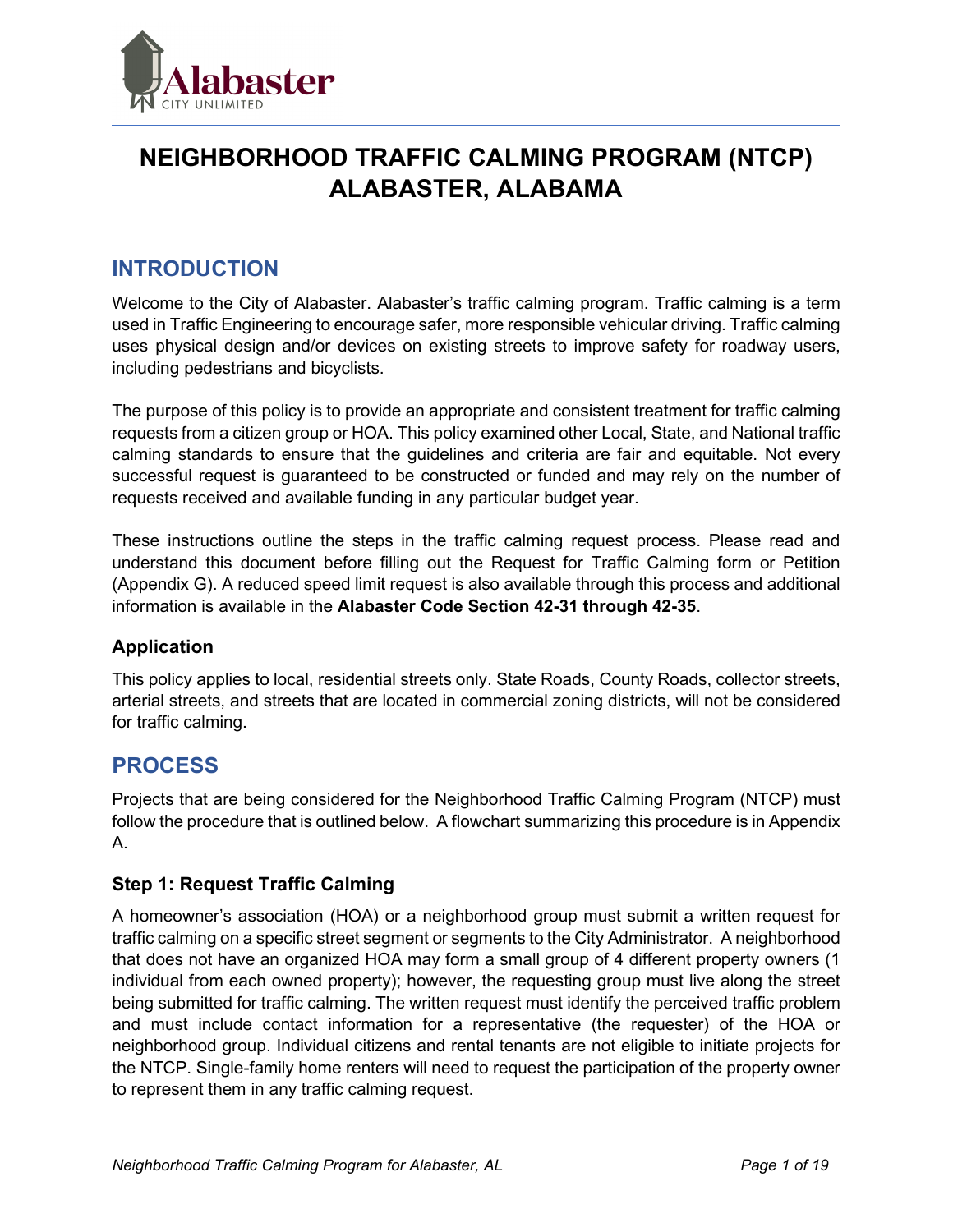# NEIGHBORHOOD TRAFFIC CALMING PROGRAM (NTCP) ALABASTER, ALABAMA

## INTRODUCTION

Welcome to the City of Alabaster. Alabaster's traffic calming program. Traffic calming is a term used in Traffic Engineering to encourage safer, more responsible vehicular driving. Traffic calming uses physical design and/or devices on existing streets to improve safety for roadway users, including pedestrians and bicyclists.

The purpose of this policy is to provide an appropriate and consistent treatment for traffic calming requests from a citizen group or HOA. This policy examined other Local, State, and National traffic calming standards to ensure that the guidelines and criteria are fair and equitable. Not every successful request is guaranteed to be constructed or funded and may rely on the number of requests received and available funding in any particular budget year.

These instructions outline the steps in the traffic calming request process. Please read and understand this document before filling out the Request for Traffic Calming form or Petition (Appendix G). A reduced speed limit request is also available through this process and additional information is available in the **Alabaster Code Section 42-31 through 42-35**.

### Application

This policy applies to local, residential streets only. State Roads, County Roads, collector streets, arterial streets, and streets that are located in commercial zoning districts, will not be considered for traffic calming.

## PROCESS

Projects that are being considered for the Neighborhood Traffic Calming Program (NTCP) must follow the procedure that is outlined below. A flowchart summarizing this procedure is in Appendix A.

### Step 1: Request Traffic Calming

A homeowner's association (HOA) or a neighborhood group must submit a written request for traffic calming on a specific street segment or segments to the City Administrator. A neighborhood that does not have an organized HOA may form a small group of 4 different property owners (1 individual from each owned property); however, the requesting group must live along the street being submitted for traffic calming. The written request must identify the perceived traffic problem and must include contact information for a representative (the requester) of the HOA or neighborhood group. Individual citizens and rental tenants are not eligible to initiate projects for the NTCP. Single-family home renters will need to request the participation of the property owner to represent them in any traffic calming request.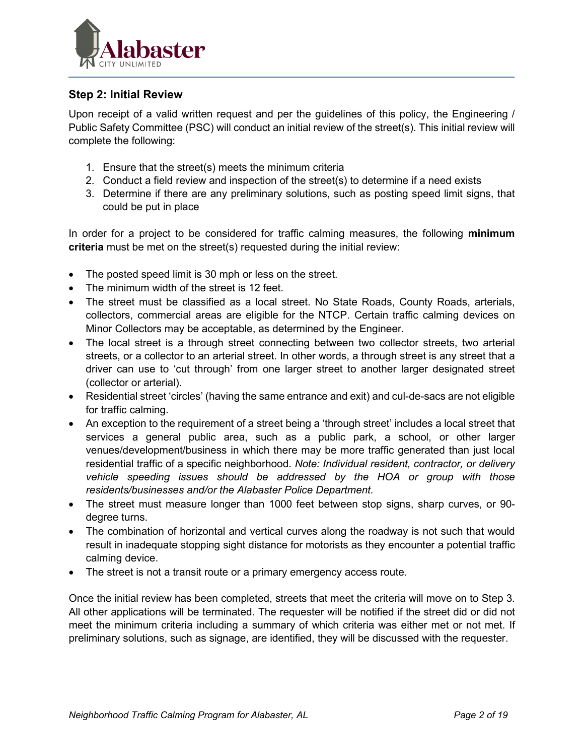## Step 2: Initial Review

Upon receipt of a valid written request and per the guidelines of this policy, the Engineering / Public Safety Committee (PSC) will conduct an initial review of the street(s). This initial review will complete the following:

1. Ensure that the street(s) meets the minimum criteria
2. Conduct a field review and inspection of the street(s) to determine if a need exists
3. Determine if there are any preliminary solutions, such as posting speed limit signs, that could be put in place

In order for a project to be considered for traffic calming measures, the following **minimum criteria** must be met on the street(s) requested during the initial review:

- The posted speed limit is 30 mph or less on the street.
- The minimum width of the street is 12 feet.
- The street must be classified as a local street. No State Roads, County Roads, arterials, collectors, commercial areas are eligible for the NTCP. Certain traffic calming devices on Minor Collectors may be acceptable, as determined by the Engineer.
- The local street is a through street connecting between two collector streets, two arterial streets, or a collector to an arterial street. In other words, a through street is any street that a driver can use to 'cut through' from one larger street to another larger designated street (collector or arterial).
- Residential street 'circles' (having the same entrance and exit) and cul-de-sacs are not eligible for traffic calming.
- An exception to the requirement of a street being a 'through street' includes a local street that services a general public area, such as a public park, a school, or other larger venues/development/business in which there may be more traffic generated than just local residential traffic of a specific neighborhood. *Note: Individual resident, contractor, or delivery vehicle speeding issues should be addressed by the HOA or group with those residents/businesses and/or the Alabaster Police Department.*
- The street must measure longer than 1000 feet between stop signs, sharp curves, or 90-degree turns.
- The combination of horizontal and vertical curves along the roadway is not such that would result in inadequate stopping sight distance for motorists as they encounter a potential traffic calming device.
- The street is not a transit route or a primary emergency access route.

Once the initial review has been completed, streets that meet the criteria will move on to Step 3. All other applications will be terminated. The requester will be notified if the street did or did not meet the minimum criteria including a summary of which criteria was either met or not met. If preliminary solutions, such as signage, are identified, they will be discussed with the requester.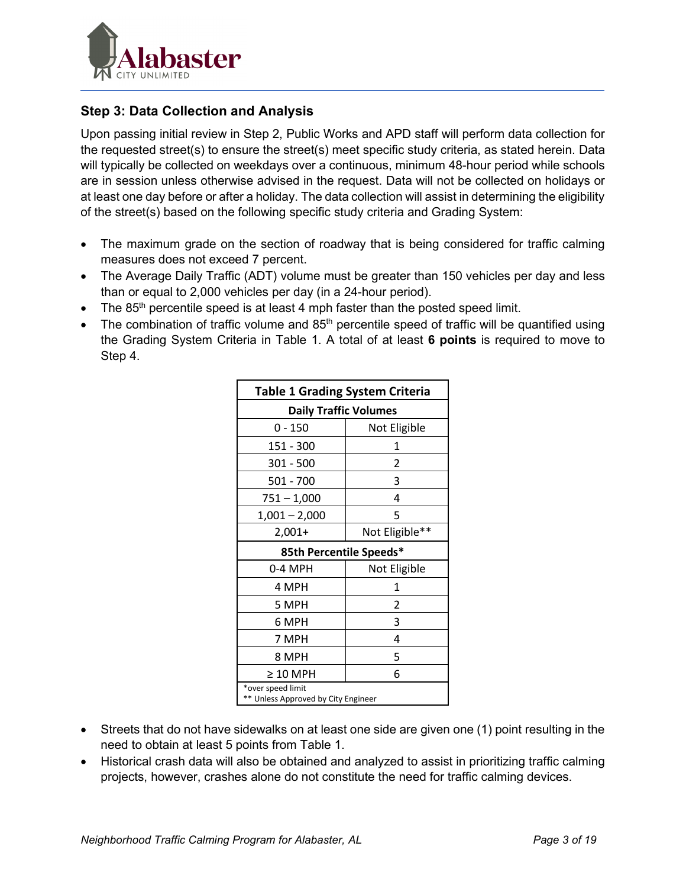### Step 3: Data Collection and Analysis

Upon passing initial review in Step 2, Public Works and APD staff will perform data collection for the requested street(s) to ensure the street(s) meet specific study criteria, as stated herein. Data will typically be collected on weekdays over a continuous, minimum 48-hour period while schools are in session unless otherwise advised in the request. Data will not be collected on holidays or at least one day before or after a holiday. The data collection will assist in determining the eligibility of the street(s) based on the following specific study criteria and Grading System:

- The maximum grade on the section of roadway that is being considered for traffic calming measures does not exceed 7 percent.
- The Average Daily Traffic (ADT) volume must be greater than 150 vehicles per day and less than or equal to 2,000 vehicles per day (in a 24-hour period).
- The 85th percentile speed is at least 4 mph faster than the posted speed limit.
- The combination of traffic volume and 85th percentile speed of traffic will be quantified using the Grading System Criteria in Table 1. A total of at least **6 points** is required to move to Step 4.

| Table 1 Grading System Criteria | |
|---|---|
| **Daily Traffic Volumes** | |
| 0 - 150 | Not Eligible |
| 151 - 300 | 1 |
| 301 - 500 | 2 |
| 501 - 700 | 3 |
| 751 – 1,000 | 4 |
| 1,001 – 2,000 | 5 |
| 2,001+ | Not Eligible** |
| **85th Percentile Speeds*** | |
| 0-4 MPH | Not Eligible |
| 4 MPH | 1 |
| 5 MPH | 2 |
| 6 MPH | 3 |
| 7 MPH | 4 |
| 8 MPH | 5 |
| ≥ 10 MPH | 6 |

*over speed limit
** Unless Approved by City Engineer

- Streets that do not have sidewalks on at least one side are given one (1) point resulting in the need to obtain at least 5 points from Table 1.
- Historical crash data will also be obtained and analyzed to assist in prioritizing traffic calming projects, however, crashes alone do not constitute the need for traffic calming devices.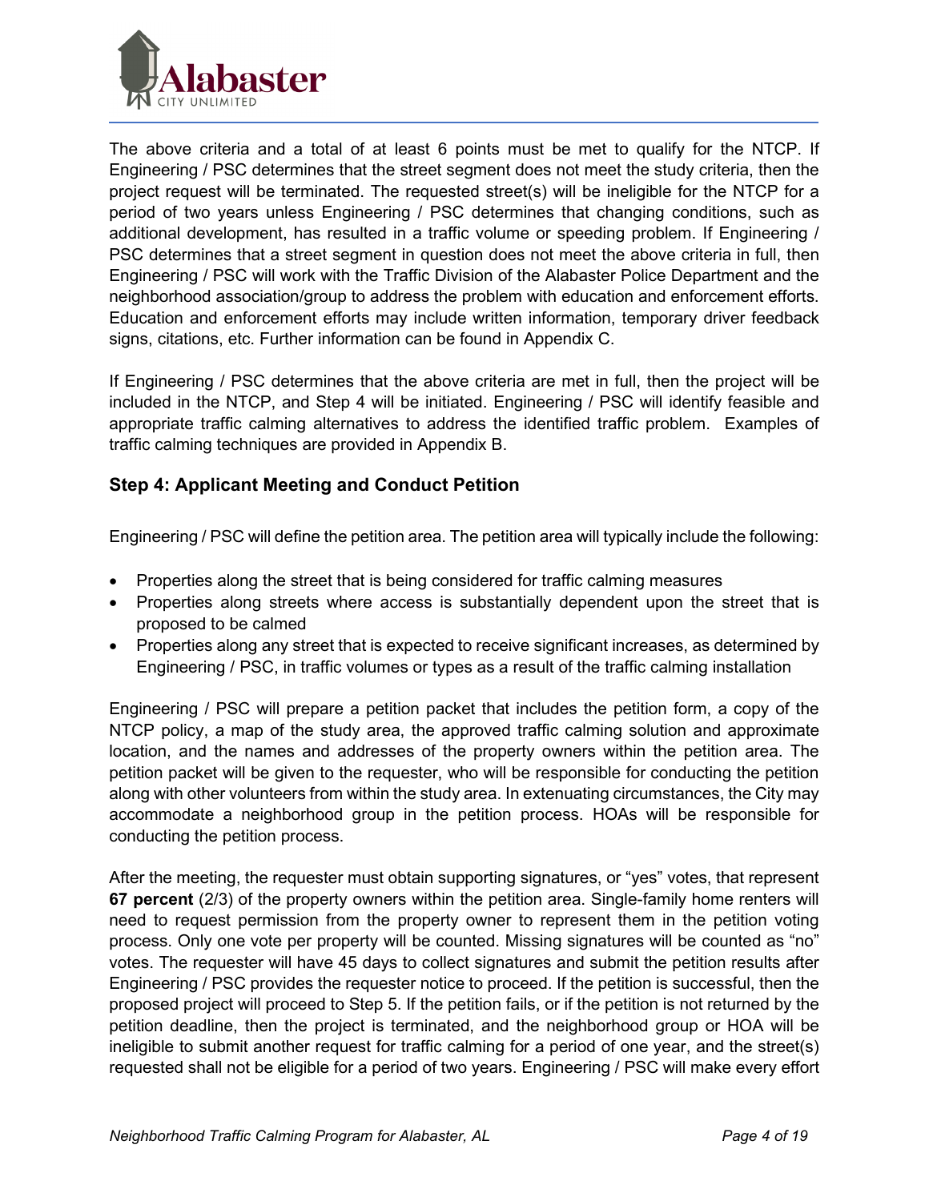The above criteria and a total of at least 6 points must be met to qualify for the NTCP. If Engineering / PSC determines that the street segment does not meet the study criteria, then the project request will be terminated. The requested street(s) will be ineligible for the NTCP for a period of two years unless Engineering / PSC determines that changing conditions, such as additional development, has resulted in a traffic volume or speeding problem. If Engineering / PSC determines that a street segment in question does not meet the above criteria in full, then Engineering / PSC will work with the Traffic Division of the Alabaster Police Department and the neighborhood association/group to address the problem with education and enforcement efforts. Education and enforcement efforts may include written information, temporary driver feedback signs, citations, etc. Further information can be found in Appendix C.

If Engineering / PSC determines that the above criteria are met in full, then the project will be included in the NTCP, and Step 4 will be initiated. Engineering / PSC will identify feasible and appropriate traffic calming alternatives to address the identified traffic problem. Examples of traffic calming techniques are provided in Appendix B.

### Step 4: Applicant Meeting and Conduct Petition

Engineering / PSC will define the petition area. The petition area will typically include the following:

- Properties along the street that is being considered for traffic calming measures
- Properties along streets where access is substantially dependent upon the street that is proposed to be calmed
- Properties along any street that is expected to receive significant increases, as determined by Engineering / PSC, in traffic volumes or types as a result of the traffic calming installation

Engineering / PSC will prepare a petition packet that includes the petition form, a copy of the NTCP policy, a map of the study area, the approved traffic calming solution and approximate location, and the names and addresses of the property owners within the petition area. The petition packet will be given to the requester, who will be responsible for conducting the petition along with other volunteers from within the study area. In extenuating circumstances, the City may accommodate a neighborhood group in the petition process. HOAs will be responsible for conducting the petition process.

After the meeting, the requester must obtain supporting signatures, or "yes" votes, that represent **67 percent** (2/3) of the property owners within the petition area. Single-family home renters will need to request permission from the property owner to represent them in the petition voting process. Only one vote per property will be counted. Missing signatures will be counted as "no" votes. The requester will have 45 days to collect signatures and submit the petition results after Engineering / PSC provides the requester notice to proceed. If the petition is successful, then the proposed project will proceed to Step 5. If the petition fails, or if the petition is not returned by the petition deadline, then the project is terminated, and the neighborhood group or HOA will be ineligible to submit another request for traffic calming for a period of one year, and the street(s) requested shall not be eligible for a period of two years. Engineering / PSC will make every effort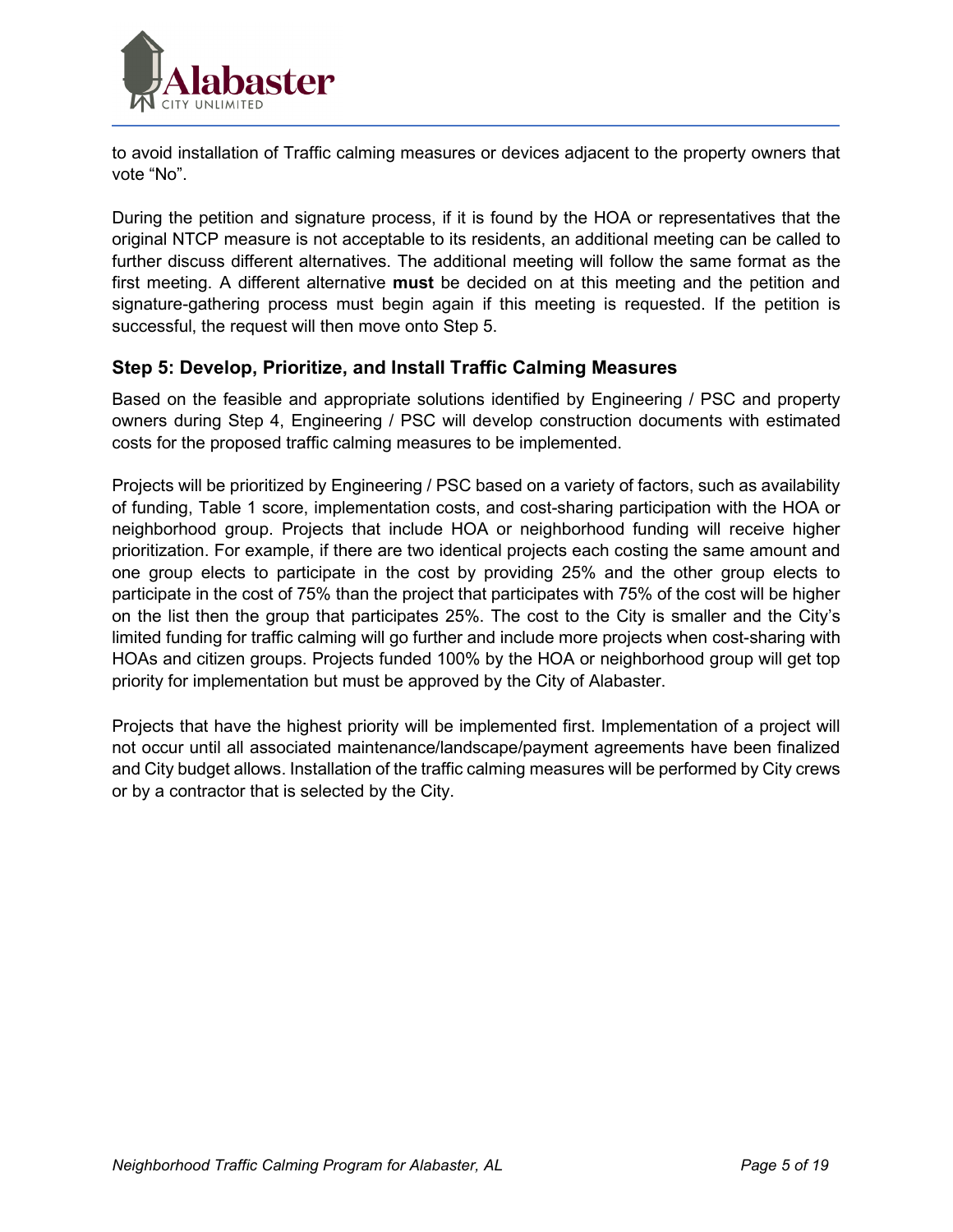to avoid installation of Traffic calming measures or devices adjacent to the property owners that vote "No".

During the petition and signature process, if it is found by the HOA or representatives that the original NTCP measure is not acceptable to its residents, an additional meeting can be called to further discuss different alternatives. The additional meeting will follow the same format as the first meeting. A different alternative **must** be decided on at this meeting and the petition and signature-gathering process must begin again if this meeting is requested. If the petition is successful, the request will then move onto Step 5.

### Step 5: Develop, Prioritize, and Install Traffic Calming Measures

Based on the feasible and appropriate solutions identified by Engineering / PSC and property owners during Step 4, Engineering / PSC will develop construction documents with estimated costs for the proposed traffic calming measures to be implemented.

Projects will be prioritized by Engineering / PSC based on a variety of factors, such as availability of funding, Table 1 score, implementation costs, and cost-sharing participation with the HOA or neighborhood group. Projects that include HOA or neighborhood funding will receive higher prioritization. For example, if there are two identical projects each costing the same amount and one group elects to participate in the cost by providing 25% and the other group elects to participate in the cost of 75% than the project that participates with 75% of the cost will be higher on the list then the group that participates 25%. The cost to the City is smaller and the City's limited funding for traffic calming will go further and include more projects when cost-sharing with HOAs and citizen groups. Projects funded 100% by the HOA or neighborhood group will get top priority for implementation but must be approved by the City of Alabaster.

Projects that have the highest priority will be implemented first. Implementation of a project will not occur until all associated maintenance/landscape/payment agreements have been finalized and City budget allows. Installation of the traffic calming measures will be performed by City crews or by a contractor that is selected by the City.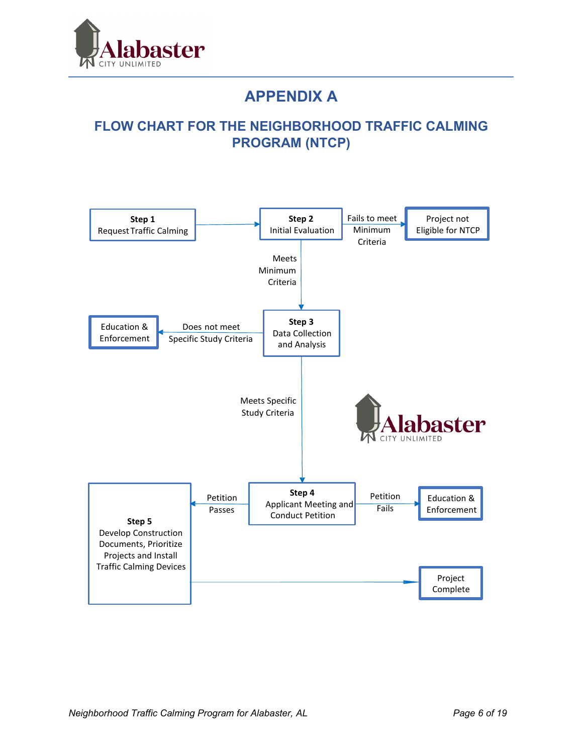# APPENDIX A

## FLOW CHART FOR THE NEIGHBORHOOD TRAFFIC CALMING PROGRAM (NTCP)

**Step 1**
Request Traffic Calming

**Step 2**
Initial Evaluation

Fails to meet Minimum Criteria

Project not Eligible for NTCP

Meets Minimum Criteria

**Step 3**
Data Collection and Analysis

Does not meet Specific Study Criteria

Education & Enforcement

Meets Specific Study Criteria

**Step 4**
Applicant Meeting and Conduct Petition

Petition Fails

Education & Enforcement

Petition Passes

**Step 5**
Develop Construction Documents, Prioritize Projects and Install Traffic Calming Devices

Project Complete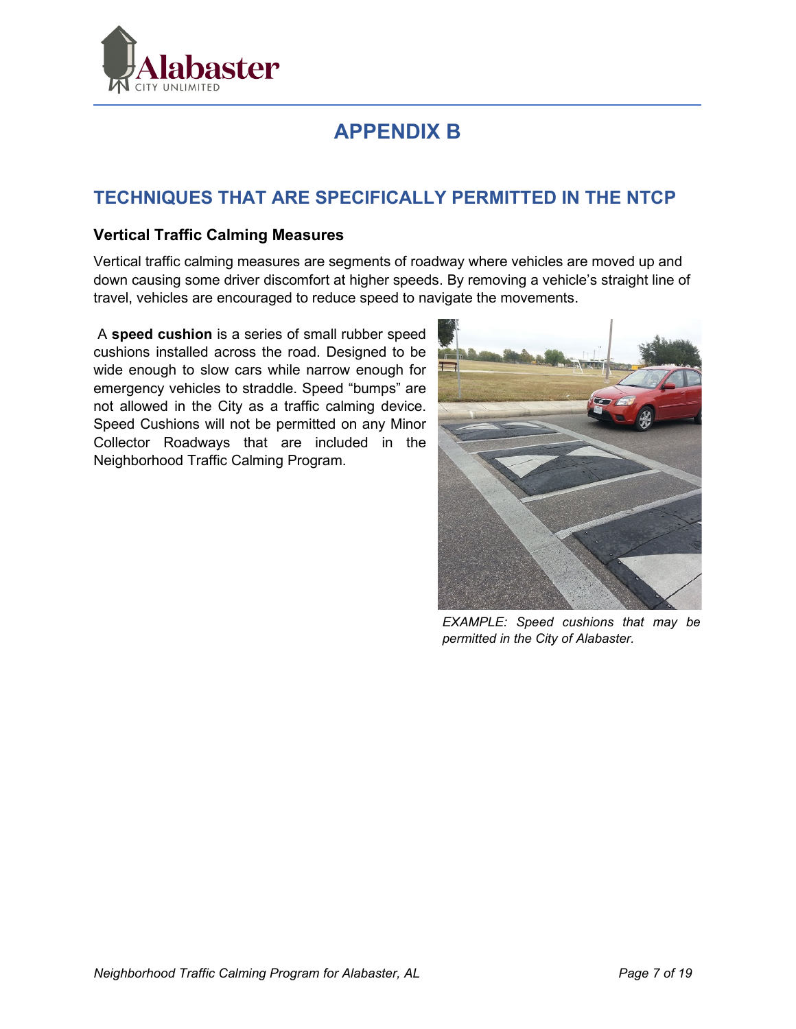# APPENDIX B

## TECHNIQUES THAT ARE SPECIFICALLY PERMITTED IN THE NTCP

### Vertical Traffic Calming Measures

Vertical traffic calming measures are segments of roadway where vehicles are moved up and down causing some driver discomfort at higher speeds. By removing a vehicle's straight line of travel, vehicles are encouraged to reduce speed to navigate the movements.

A **speed cushion** is a series of small rubber speed cushions installed across the road. Designed to be wide enough to slow cars while narrow enough for emergency vehicles to straddle. Speed "bumps" are not allowed in the City as a traffic calming device. Speed Cushions will not be permitted on any Minor Collector Roadways that are included in the Neighborhood Traffic Calming Program.

*EXAMPLE: Speed cushions that may be permitted in the City of Alabaster.*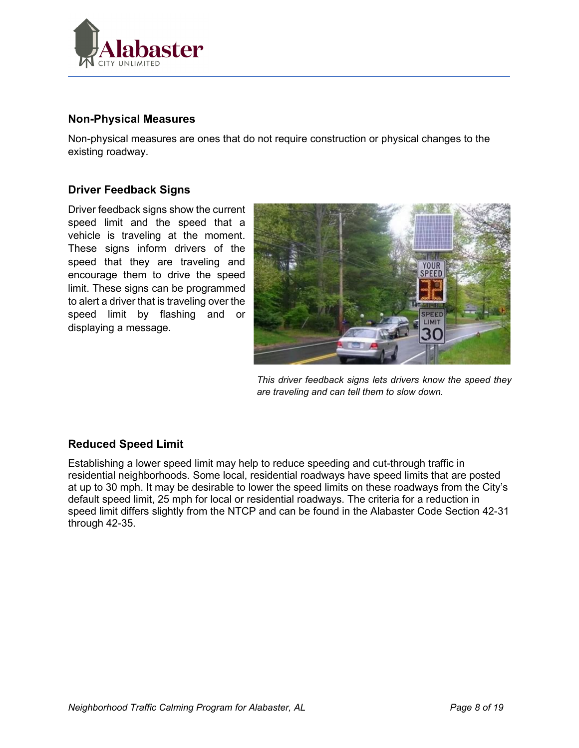## Non-Physical Measures

Non-physical measures are ones that do not require construction or physical changes to the existing roadway.

### Driver Feedback Signs

Driver feedback signs show the current speed limit and the speed that a vehicle is traveling at the moment. These signs inform drivers of the speed that they are traveling and encourage them to drive the speed limit. These signs can be programmed to alert a driver that is traveling over the speed limit by flashing and or displaying a message.

*This driver feedback signs lets drivers know the speed they are traveling and can tell them to slow down.*

### Reduced Speed Limit

Establishing a lower speed limit may help to reduce speeding and cut-through traffic in residential neighborhoods. Some local, residential roadways have speed limits that are posted at up to 30 mph. It may be desirable to lower the speed limits on these roadways from the City's default speed limit, 25 mph for local or residential roadways. The criteria for a reduction in speed limit differs slightly from the NTCP and can be found in the Alabaster Code Section 42-31 through 42-35.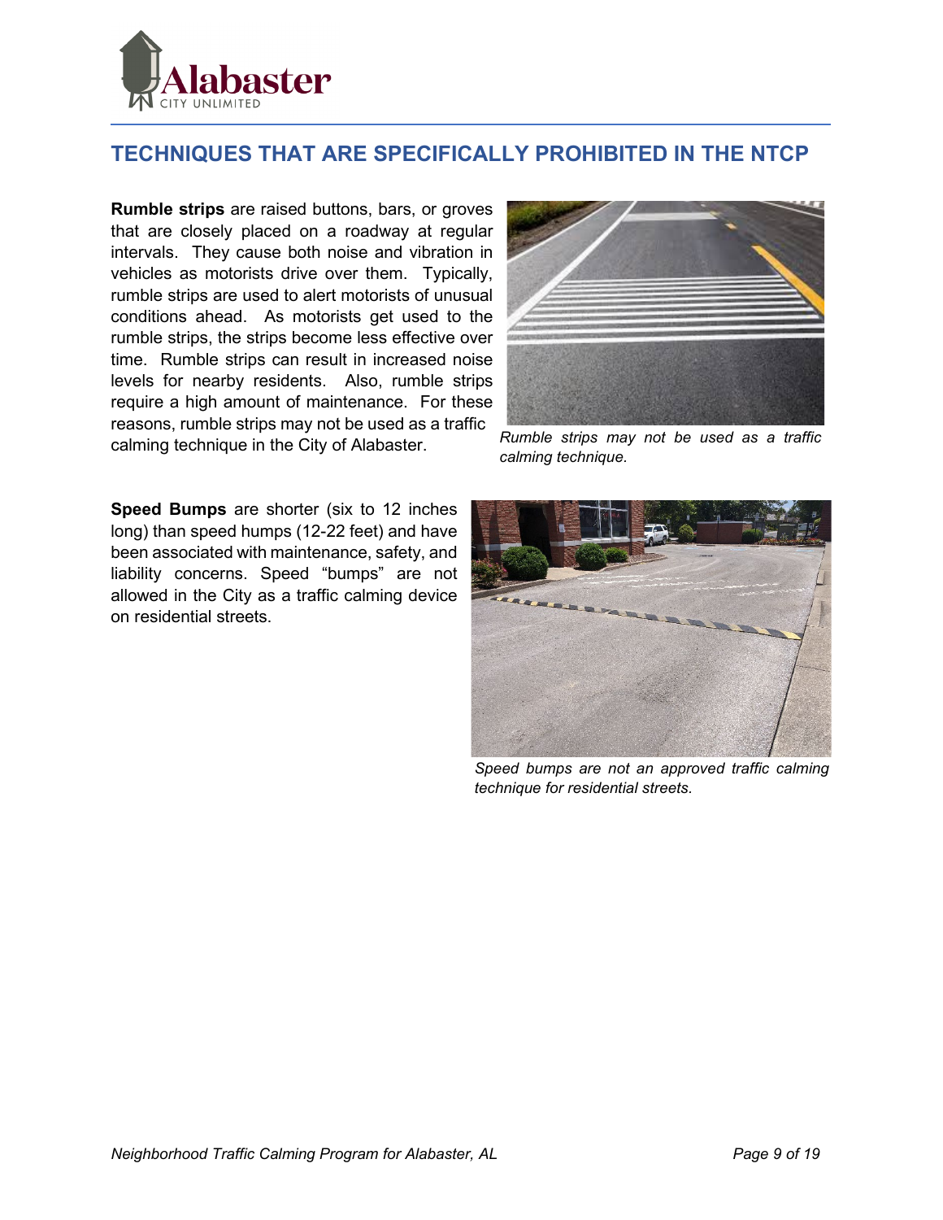## TECHNIQUES THAT ARE SPECIFICALLY PROHIBITED IN THE NTCP

**Rumble strips** are raised buttons, bars, or groves that are closely placed on a roadway at regular intervals. They cause both noise and vibration in vehicles as motorists drive over them. Typically, rumble strips are used to alert motorists of unusual conditions ahead. As motorists get used to the rumble strips, the strips become less effective over time. Rumble strips can result in increased noise levels for nearby residents. Also, rumble strips require a high amount of maintenance. For these reasons, rumble strips may not be used as a traffic calming technique in the City of Alabaster.

*Rumble strips may not be used as a traffic calming technique.*

**Speed Bumps** are shorter (six to 12 inches long) than speed humps (12-22 feet) and have been associated with maintenance, safety, and liability concerns. Speed "bumps" are not allowed in the City as a traffic calming device on residential streets.

*Speed bumps are not an approved traffic calming technique for residential streets.*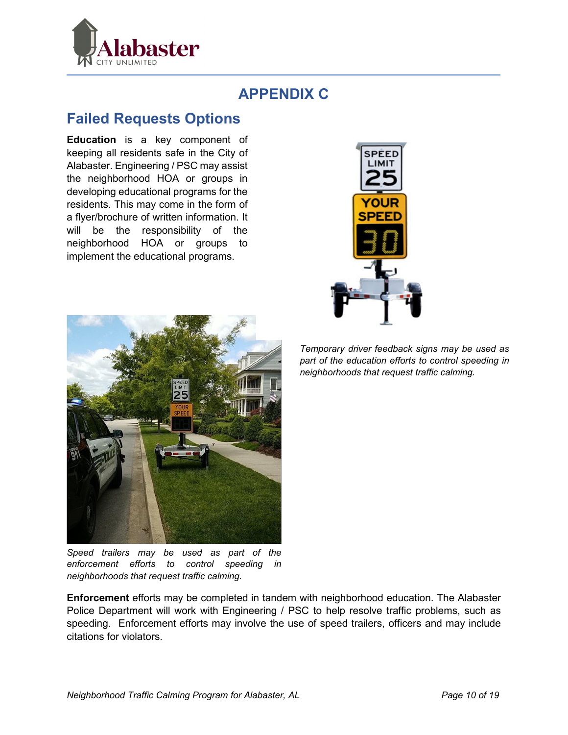# APPENDIX C

## Failed Requests Options

**Education** is a key component of keeping all residents safe in the City of Alabaster. Engineering / PSC may assist the neighborhood HOA or groups in developing educational programs for the residents. This may come in the form of a flyer/brochure of written information. It will be the responsibility of the neighborhood HOA or groups to implement the educational programs.

*Temporary driver feedback signs may be used as part of the education efforts to control speeding in neighborhoods that request traffic calming.*

*Speed trailers may be used as part of the enforcement efforts to control speeding in neighborhoods that request traffic calming.*

**Enforcement** efforts may be completed in tandem with neighborhood education. The Alabaster Police Department will work with Engineering / PSC to help resolve traffic problems, such as speeding. Enforcement efforts may involve the use of speed trailers, officers and may include citations for violators.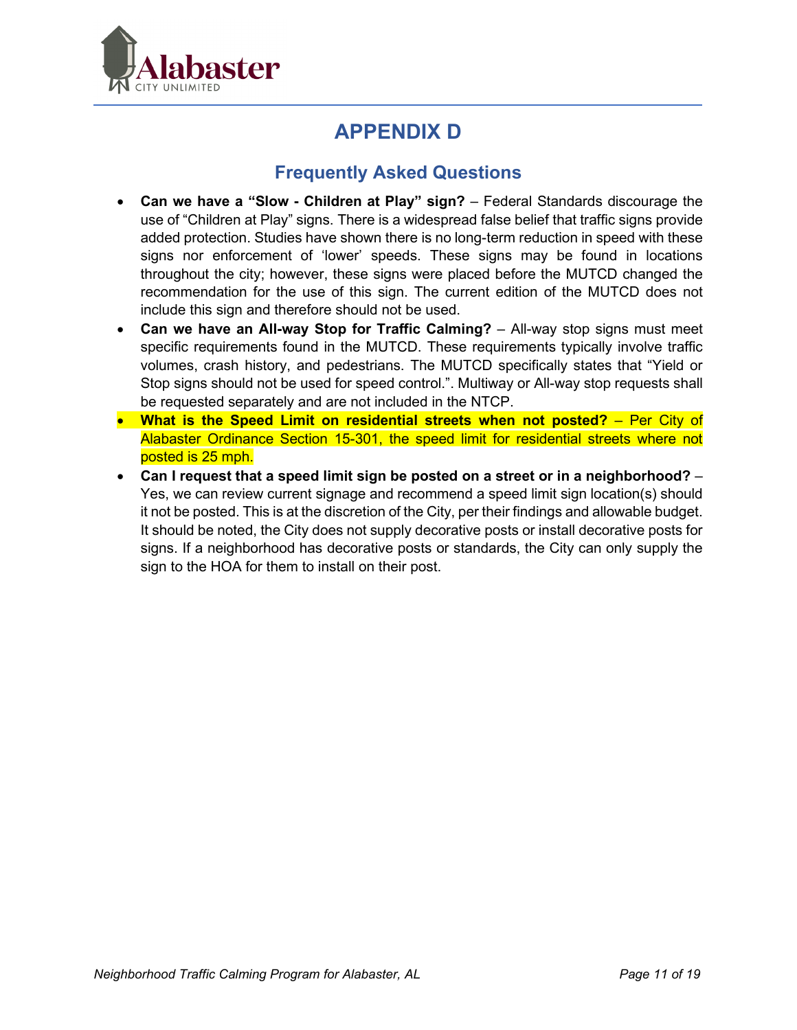# APPENDIX D

## Frequently Asked Questions

- **Can we have a "Slow - Children at Play" sign?** – Federal Standards discourage the use of "Children at Play" signs. There is a widespread false belief that traffic signs provide added protection. Studies have shown there is no long-term reduction in speed with these signs nor enforcement of 'lower' speeds. These signs may be found in locations throughout the city; however, these signs were placed before the MUTCD changed the recommendation for the use of this sign. The current edition of the MUTCD does not include this sign and therefore should not be used.
- **Can we have an All-way Stop for Traffic Calming?** – All-way stop signs must meet specific requirements found in the MUTCD. These requirements typically involve traffic volumes, crash history, and pedestrians. The MUTCD specifically states that "Yield or Stop signs should not be used for speed control.". Multiway or All-way stop requests shall be requested separately and are not included in the NTCP.
- **What is the Speed Limit on residential streets when not posted?** – Per City of Alabaster Ordinance Section 15-301, the speed limit for residential streets where not posted is 25 mph.
- **Can I request that a speed limit sign be posted on a street or in a neighborhood?** – Yes, we can review current signage and recommend a speed limit sign location(s) should it not be posted. This is at the discretion of the City, per their findings and allowable budget. It should be noted, the City does not supply decorative posts or install decorative posts for signs. If a neighborhood has decorative posts or standards, the City can only supply the sign to the HOA for them to install on their post.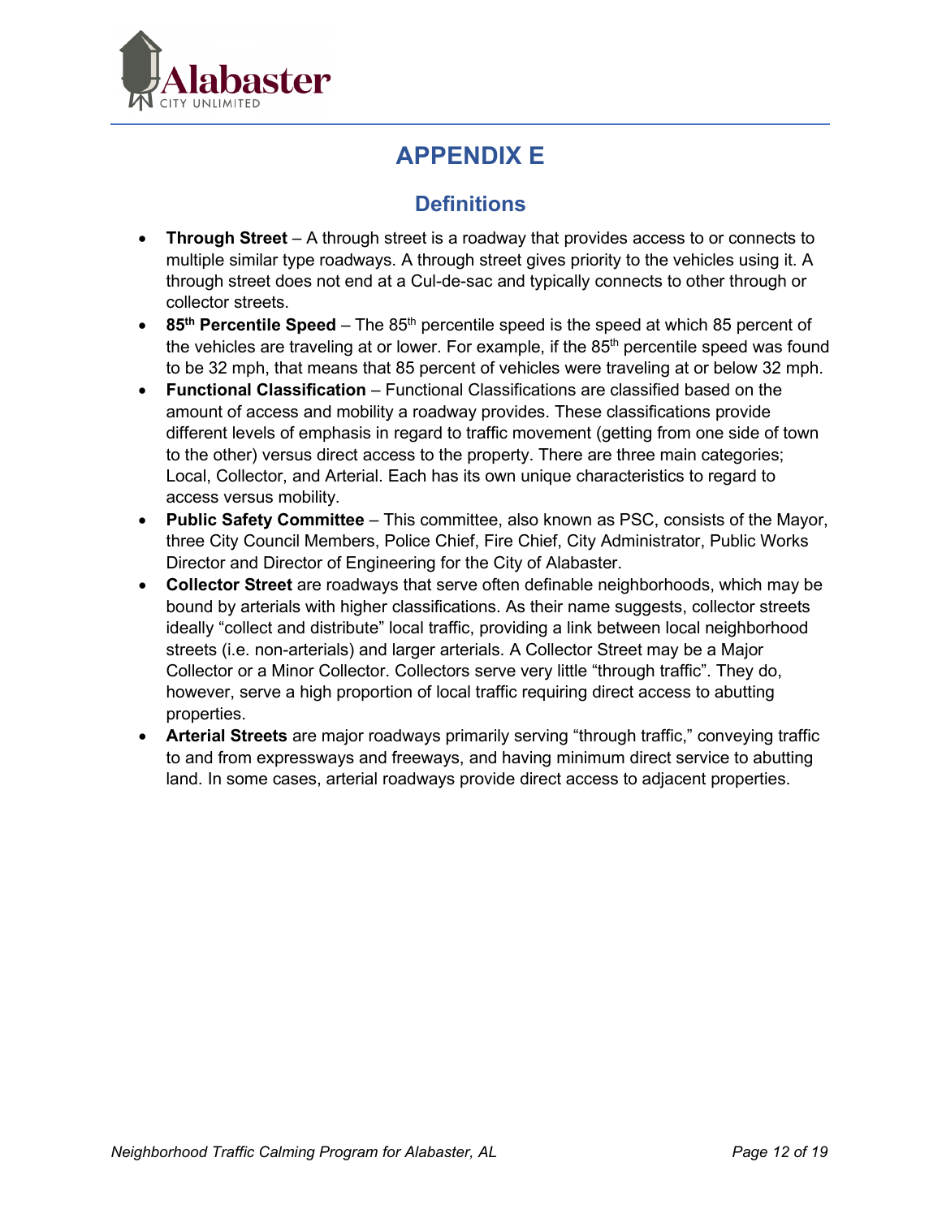# APPENDIX E

## Definitions

- **Through Street** – A through street is a roadway that provides access to or connects to multiple similar type roadways. A through street gives priority to the vehicles using it. A through street does not end at a Cul-de-sac and typically connects to other through or collector streets.
- **85th Percentile Speed** – The 85th percentile speed is the speed at which 85 percent of the vehicles are traveling at or lower. For example, if the 85th percentile speed was found to be 32 mph, that means that 85 percent of vehicles were traveling at or below 32 mph.
- **Functional Classification** – Functional Classifications are classified based on the amount of access and mobility a roadway provides. These classifications provide different levels of emphasis in regard to traffic movement (getting from one side of town to the other) versus direct access to the property. There are three main categories; Local, Collector, and Arterial. Each has its own unique characteristics to regard to access versus mobility.
- **Public Safety Committee** – This committee, also known as PSC, consists of the Mayor, three City Council Members, Police Chief, Fire Chief, City Administrator, Public Works Director and Director of Engineering for the City of Alabaster.
- **Collector Street** are roadways that serve often definable neighborhoods, which may be bound by arterials with higher classifications. As their name suggests, collector streets ideally "collect and distribute" local traffic, providing a link between local neighborhood streets (i.e. non-arterials) and larger arterials. A Collector Street may be a Major Collector or a Minor Collector. Collectors serve very little "through traffic". They do, however, serve a high proportion of local traffic requiring direct access to abutting properties.
- **Arterial Streets** are major roadways primarily serving "through traffic," conveying traffic to and from expressways and freeways, and having minimum direct service to abutting land. In some cases, arterial roadways provide direct access to adjacent properties.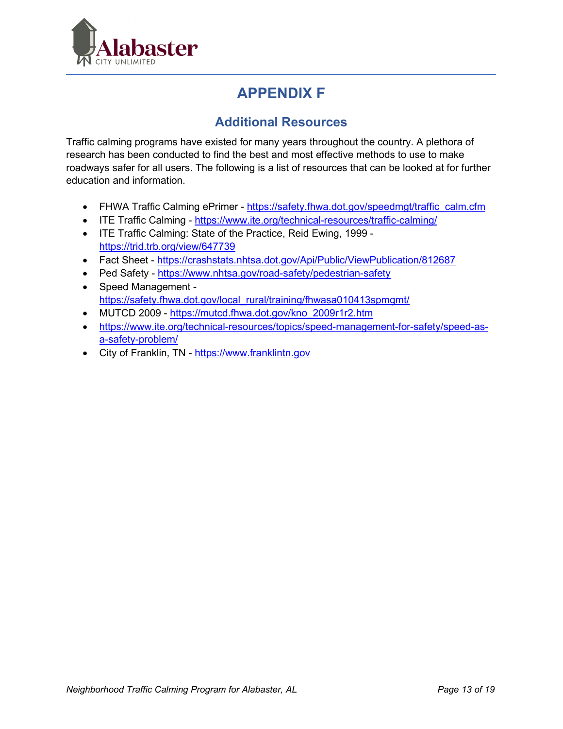# APPENDIX F

## Additional Resources

Traffic calming programs have existed for many years throughout the country. A plethora of research has been conducted to find the best and most effective methods to use to make roadways safer for all users. The following is a list of resources that can be looked at for further education and information.

- FHWA Traffic Calming ePrimer - https://safety.fhwa.dot.gov/speedmgt/traffic_calm.cfm
- ITE Traffic Calming - https://www.ite.org/technical-resources/traffic-calming/
- ITE Traffic Calming: State of the Practice, Reid Ewing, 1999 - https://trid.trb.org/view/647739
- Fact Sheet - https://crashstats.nhtsa.dot.gov/Api/Public/ViewPublication/812687
- Ped Safety - https://www.nhtsa.gov/road-safety/pedestrian-safety
- Speed Management - https://safety.fhwa.dot.gov/local_rural/training/fhwasa010413spmgmt/
- MUTCD 2009 - https://mutcd.fhwa.dot.gov/kno_2009r1r2.htm
- https://www.ite.org/technical-resources/topics/speed-management-for-safety/speed-as-a-safety-problem/
- City of Franklin, TN - https://www.franklintn.gov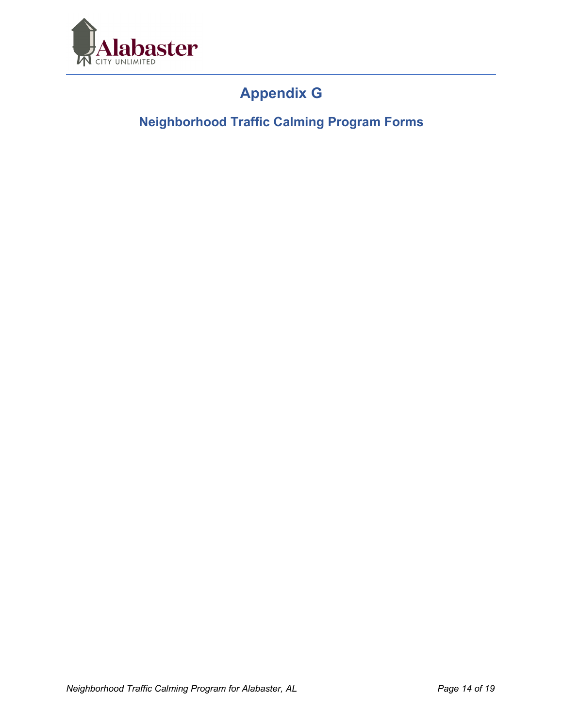# Appendix G

## Neighborhood Traffic Calming Program Forms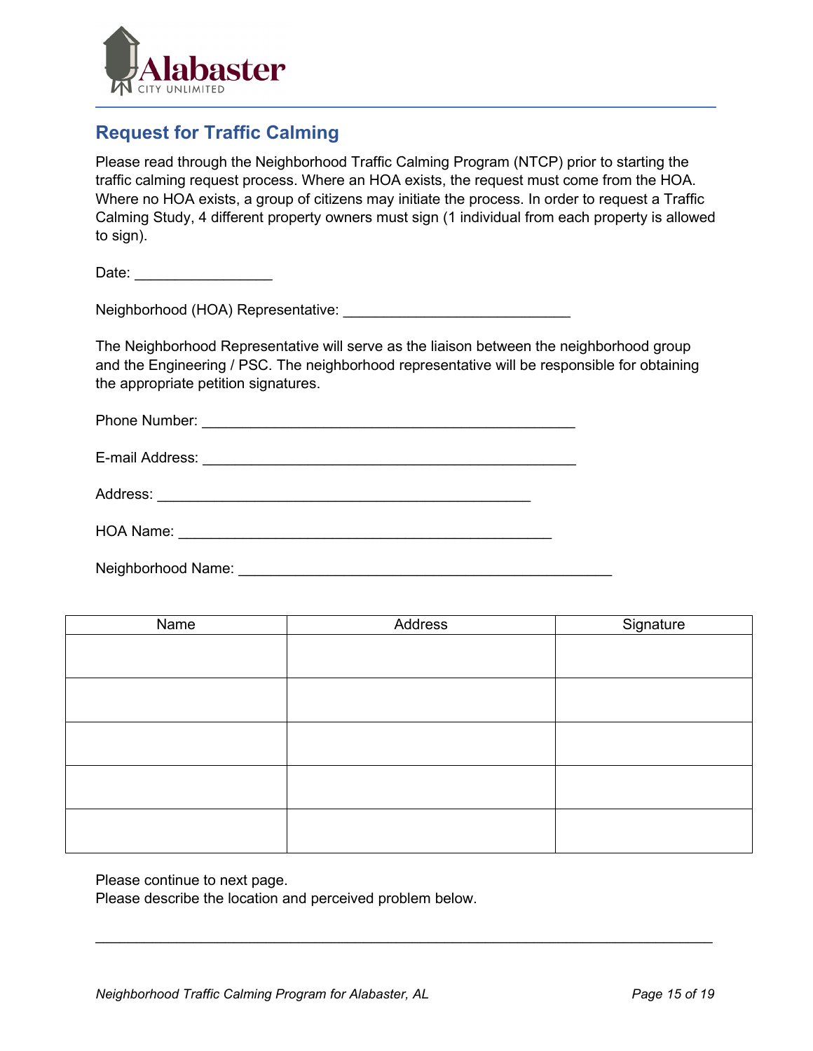Alabaster
CITY UNLIMITED

## Request for Traffic Calming

Please read through the Neighborhood Traffic Calming Program (NTCP) prior to starting the traffic calming request process. Where an HOA exists, the request must come from the HOA. Where no HOA exists, a group of citizens may initiate the process. In order to request a Traffic Calming Study, 4 different property owners must sign (1 individual from each property is allowed to sign).

Date: _________________

Neighborhood (HOA) Representative: ____________________________

The Neighborhood Representative will serve as the liaison between the neighborhood group and the Engineering / PSC. The neighborhood representative will be responsible for obtaining the appropriate petition signatures.

Phone Number: ______________________________________________

E-mail Address: ______________________________________________

Address: ______________________________________________

HOA Name: ______________________________________________

Neighborhood Name: ______________________________________________

| Name | Address | Signature |
|---|---|---|
| | | |
| | | |
| | | |
| | | |
| | | |

Please continue to next page.
Please describe the location and perceived problem below.

_____________________________________________________________________________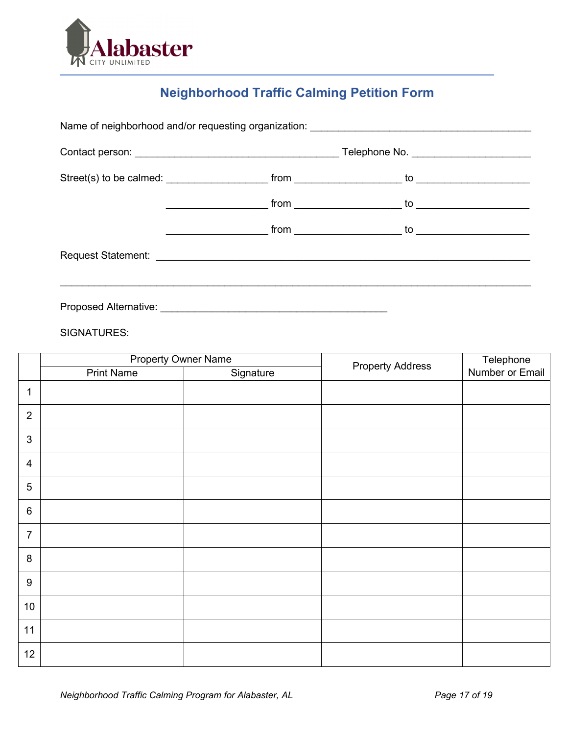Alabaster CITY UNLIMITED

# Neighborhood Traffic Calming Petition Form

Name of neighborhood and/or requesting organization: ________________________________________

Contact person: ____________________________________ Telephone No. ____________________

Street(s) to be calmed: _________________ from __________________ to ___________________

_________________ from __________________ to ___________________

_________________ from __________________ to ___________________

Request Statement: ___________________________________________________________________

______________________________________________________________________________

Proposed Alternative: ________________________________________

SIGNATURES:

| | Property Owner Name | | Property Address | Telephone Number or Email |
|---|---|---|---|---|
| | Print Name | Signature | | |
| 1 | | | | |
| 2 | | | | |
| 3 | | | | |
| 4 | | | | |
| 5 | | | | |
| 6 | | | | |
| 7 | | | | |
| 8 | | | | |
| 9 | | | | |
| 10 | | | | |
| 11 | | | | |
| 12 | | | | |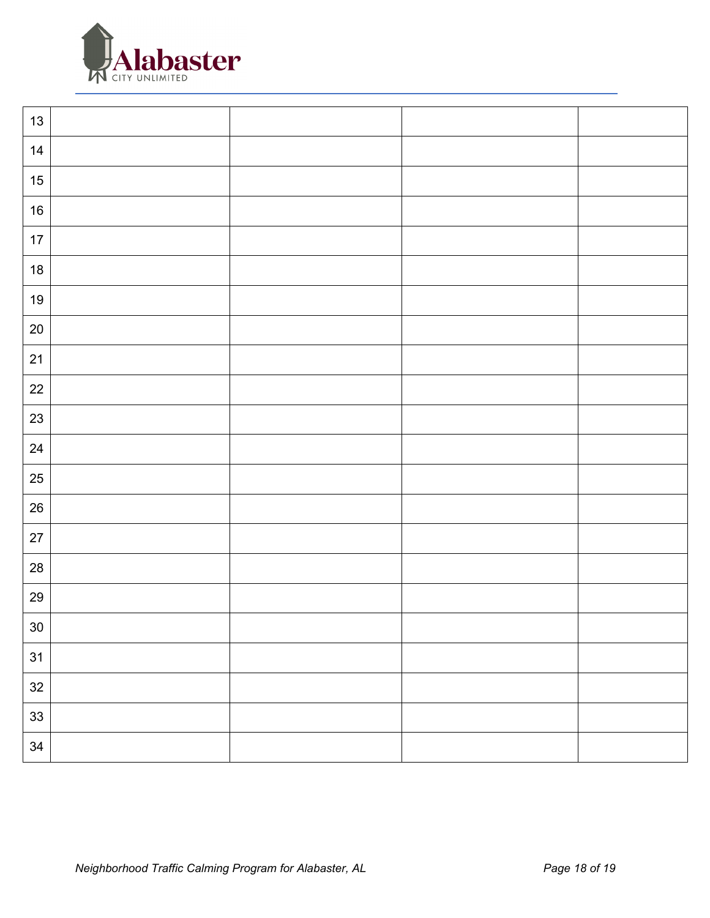| | | | | |
|---|---|---|---|---|
| 13 | | | | |
| 14 | | | | |
| 15 | | | | |
| 16 | | | | |
| 17 | | | | |
| 18 | | | | |
| 19 | | | | |
| 20 | | | | |
| 21 | | | | |
| 22 | | | | |
| 23 | | | | |
| 24 | | | | |
| 25 | | | | |
| 26 | | | | |
| 27 | | | | |
| 28 | | | | |
| 29 | | | | |
| 30 | | | | |
| 31 | | | | |
| 32 | | | | |
| 33 | | | | |
| 34 | | | | |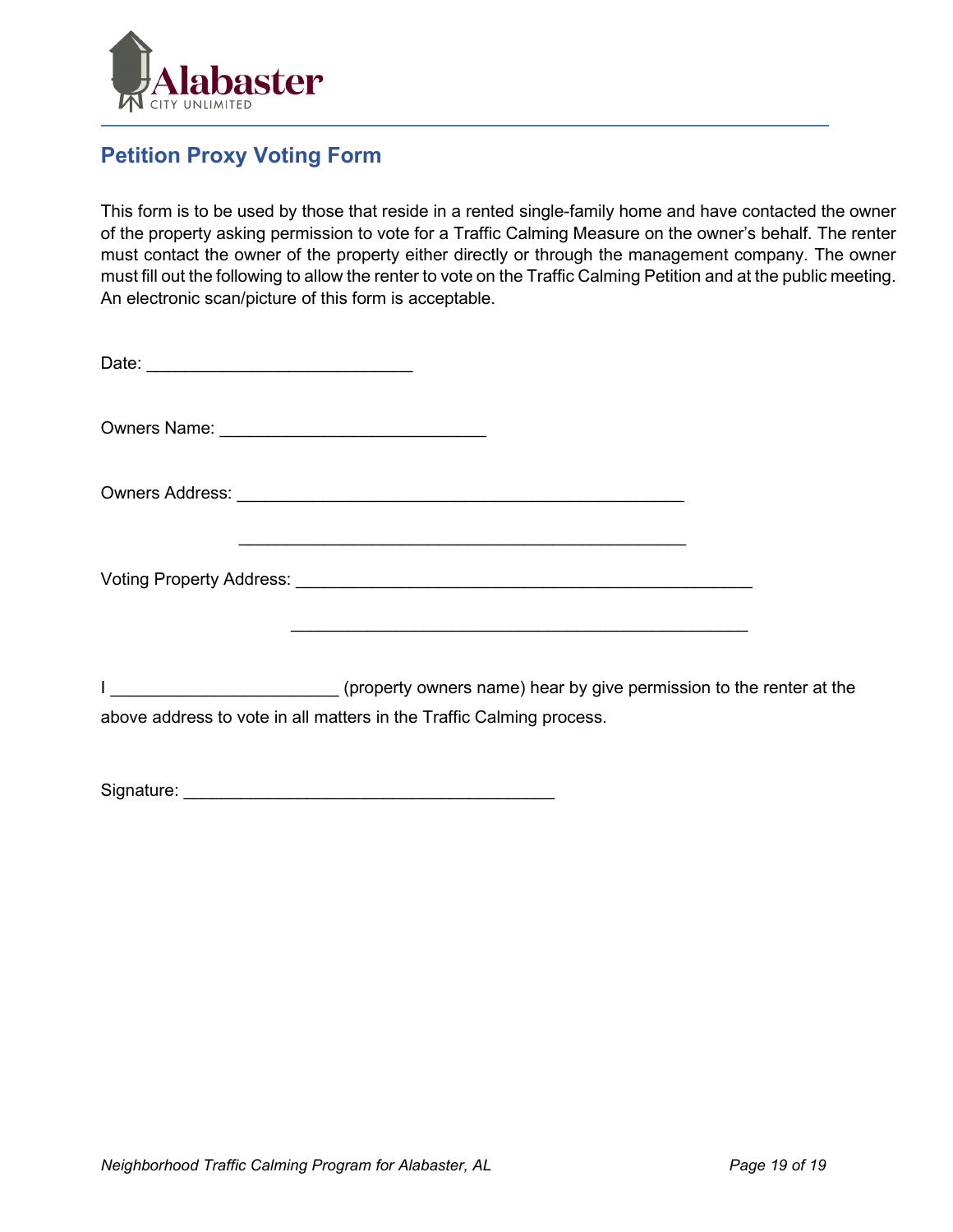# Petition Proxy Voting Form

This form is to be used by those that reside in a rented single-family home and have contacted the owner of the property asking permission to vote for a Traffic Calming Measure on the owner's behalf. The renter must contact the owner of the property either directly or through the management company. The owner must fill out the following to allow the renter to vote on the Traffic Calming Petition and at the public meeting. An electronic scan/picture of this form is acceptable.

Date: ___________________________

Owners Name: ___________________________

Owners Address: _____________________________________________

_____________________________________________

Voting Property Address: _____________________________________________

_____________________________________________

I _______________________ (property owners name) hear by give permission to the renter at the above address to vote in all matters in the Traffic Calming process.

Signature: _____________________________________